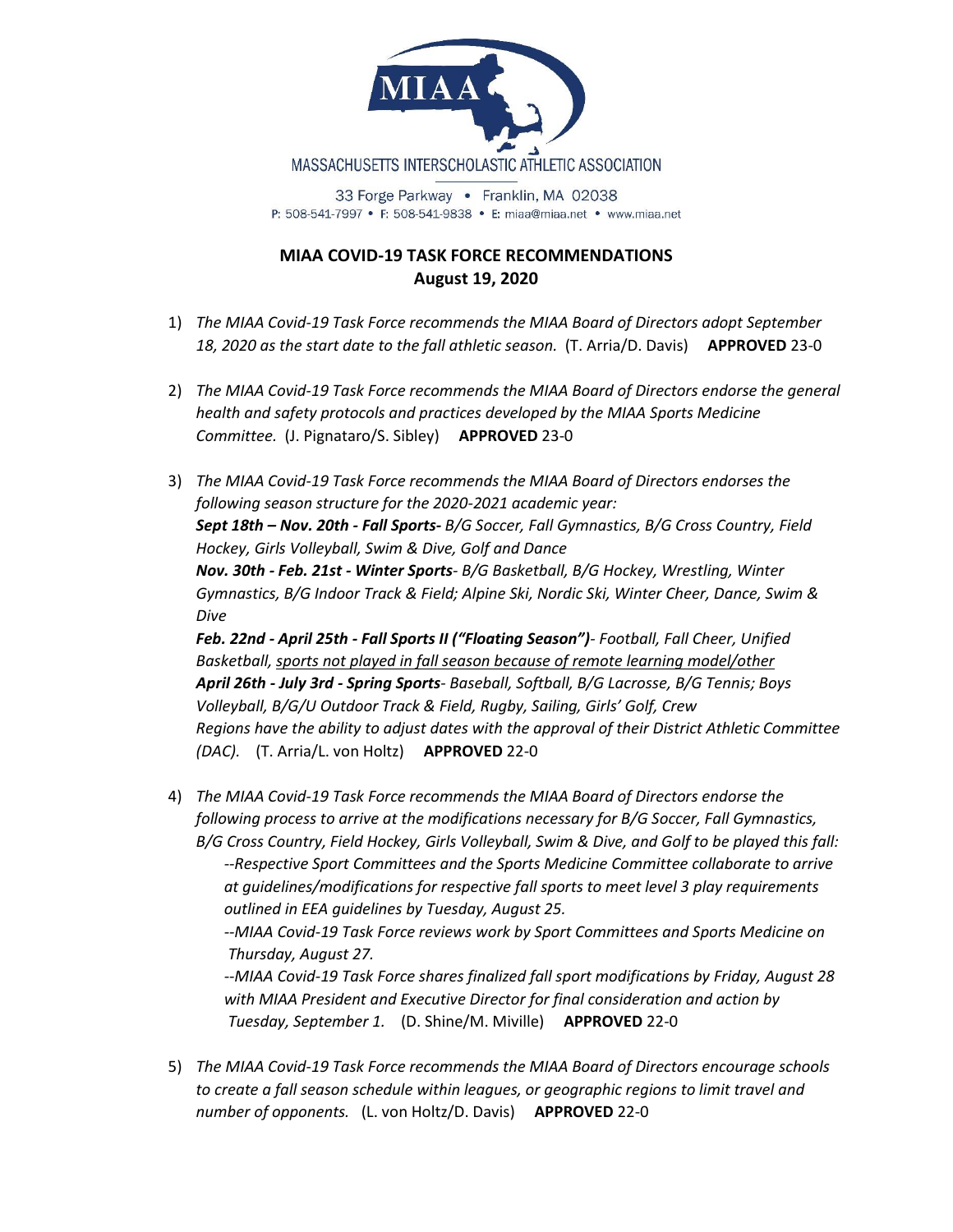MASSACHUSETTS INTERSCHOLASTIC ATHLETIC ASSOCIATION

33 Forge Parkway • Franklin, MA 02038
P: 508-541-7997 • F: 508-541-9838 • E: miaa@miaa.net • www.miaa.net

## MIAA COVID-19 TASK FORCE RECOMMENDATIONS
## August 19, 2020

1) *The MIAA Covid-19 Task Force recommends the MIAA Board of Directors adopt September 18, 2020 as the start date to the fall athletic season.* (T. Arria/D. Davis) **APPROVED** 23-0

2) *The MIAA Covid-19 Task Force recommends the MIAA Board of Directors endorse the general health and safety protocols and practices developed by the MIAA Sports Medicine Committee.* (J. Pignataro/S. Sibley) **APPROVED** 23-0

3) *The MIAA Covid-19 Task Force recommends the MIAA Board of Directors endorses the following season structure for the 2020-2021 academic year:*
   ***Sept 18th – Nov. 20th - Fall Sports-*** *B/G Soccer, Fall Gymnastics, B/G Cross Country, Field Hockey, Girls Volleyball, Swim & Dive, Golf and Dance*
   ***Nov. 30th - Feb. 21st - Winter Sports****- B/G Basketball, B/G Hockey, Wrestling, Winter Gymnastics, B/G Indoor Track & Field; Alpine Ski, Nordic Ski, Winter Cheer, Dance, Swim & Dive*
   ***Feb. 22nd - April 25th - Fall Sports II ("Floating Season")****- Football, Fall Cheer, Unified Basketball, <u>sports not played in fall season because of remote learning model/other</u>*
   ***April 26th - July 3rd - Spring Sports****- Baseball, Softball, B/G Lacrosse, B/G Tennis; Boys Volleyball, B/G/U Outdoor Track & Field, Rugby, Sailing, Girls' Golf, Crew*
   *Regions have the ability to adjust dates with the approval of their District Athletic Committee (DAC).* (T. Arria/L. von Holtz) **APPROVED** 22-0

4) *The MIAA Covid-19 Task Force recommends the MIAA Board of Directors endorse the following process to arrive at the modifications necessary for B/G Soccer, Fall Gymnastics, B/G Cross Country, Field Hockey, Girls Volleyball, Swim & Dive, and Golf to be played this fall:*
   *--Respective Sport Committees and the Sports Medicine Committee collaborate to arrive at guidelines/modifications for respective fall sports to meet level 3 play requirements outlined in EEA guidelines by Tuesday, August 25.*
   *--MIAA Covid-19 Task Force reviews work by Sport Committees and Sports Medicine on Thursday, August 27.*
   *--MIAA Covid-19 Task Force shares finalized fall sport modifications by Friday, August 28 with MIAA President and Executive Director for final consideration and action by Tuesday, September 1.* (D. Shine/M. Miville) **APPROVED** 22-0

5) *The MIAA Covid-19 Task Force recommends the MIAA Board of Directors encourage schools to create a fall season schedule within leagues, or geographic regions to limit travel and number of opponents.* (L. von Holtz/D. Davis) **APPROVED** 22-0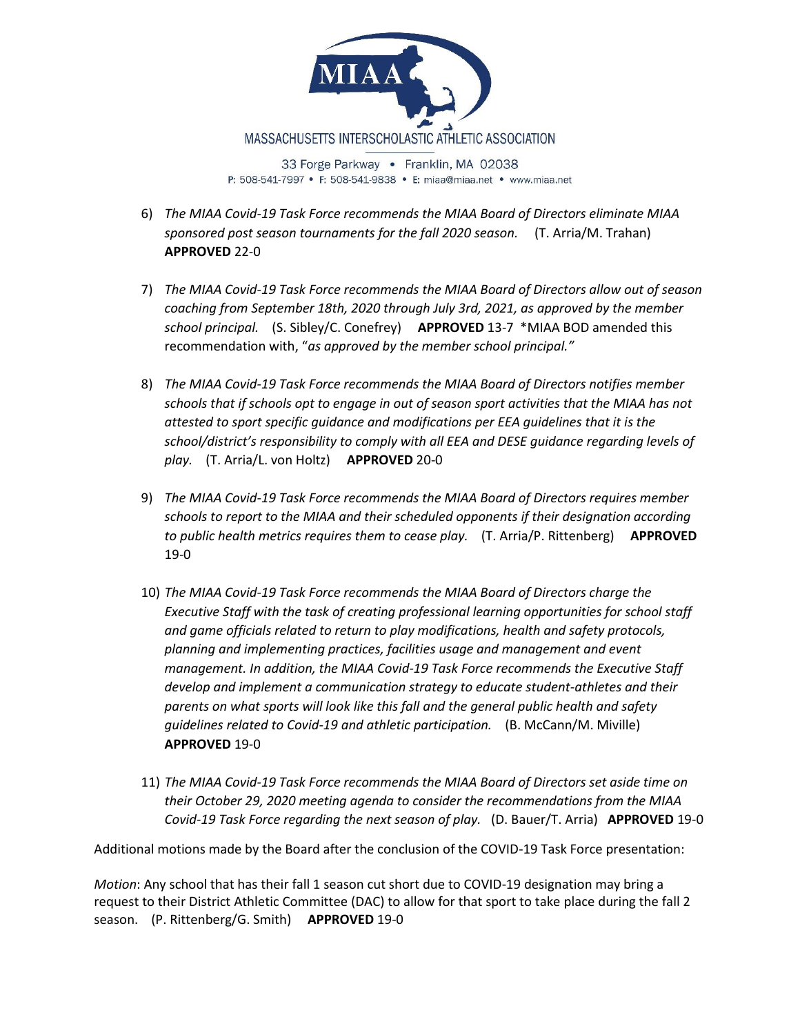6) *The MIAA Covid-19 Task Force recommends the MIAA Board of Directors eliminate MIAA sponsored post season tournaments for the fall 2020 season.* (T. Arria/M. Trahan) **APPROVED** 22-0

7) *The MIAA Covid-19 Task Force recommends the MIAA Board of Directors allow out of season coaching from September 18th, 2020 through July 3rd, 2021, as approved by the member school principal.* (S. Sibley/C. Conefrey) **APPROVED** 13-7 *MIAA BOD amended this recommendation with, "*as approved by the member school principal.*"

8) *The MIAA Covid-19 Task Force recommends the MIAA Board of Directors notifies member schools that if schools opt to engage in out of season sport activities that the MIAA has not attested to sport specific guidance and modifications per EEA guidelines that it is the school/district's responsibility to comply with all EEA and DESE guidance regarding levels of play.* (T. Arria/L. von Holtz) **APPROVED** 20-0

9) *The MIAA Covid-19 Task Force recommends the MIAA Board of Directors requires member schools to report to the MIAA and their scheduled opponents if their designation according to public health metrics requires them to cease play.* (T. Arria/P. Rittenberg) **APPROVED** 19-0

10) *The MIAA Covid-19 Task Force recommends the MIAA Board of Directors charge the Executive Staff with the task of creating professional learning opportunities for school staff and game officials related to return to play modifications, health and safety protocols, planning and implementing practices, facilities usage and management and event management. In addition, the MIAA Covid-19 Task Force recommends the Executive Staff develop and implement a communication strategy to educate student-athletes and their parents on what sports will look like this fall and the general public health and safety guidelines related to Covid-19 and athletic participation.* (B. McCann/M. Miville) **APPROVED** 19-0

11) *The MIAA Covid-19 Task Force recommends the MIAA Board of Directors set aside time on their October 29, 2020 meeting agenda to consider the recommendations from the MIAA Covid-19 Task Force regarding the next season of play.* (D. Bauer/T. Arria) **APPROVED** 19-0

Additional motions made by the Board after the conclusion of the COVID-19 Task Force presentation:

*Motion*: Any school that has their fall 1 season cut short due to COVID-19 designation may bring a request to their District Athletic Committee (DAC) to allow for that sport to take place during the fall 2 season. (P. Rittenberg/G. Smith) **APPROVED** 19-0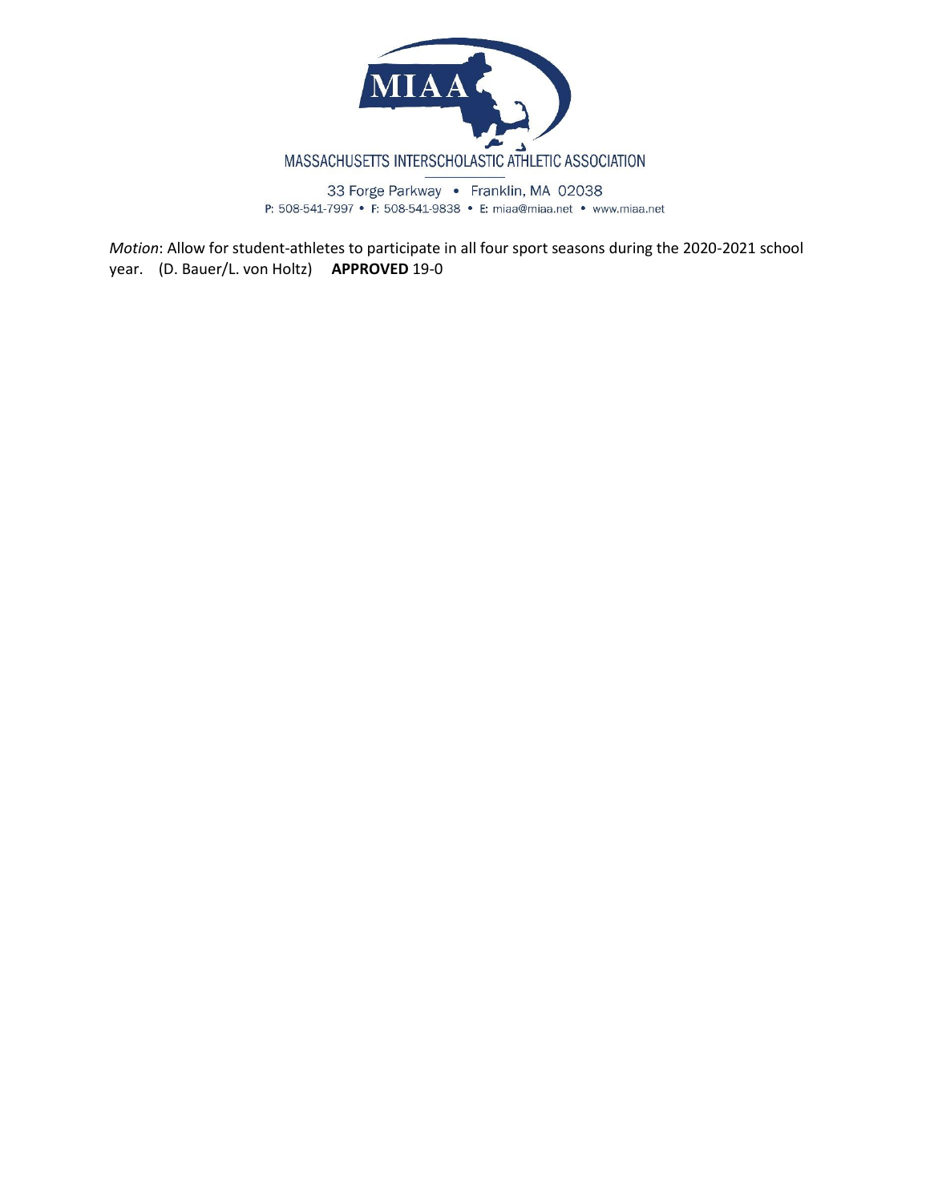*Motion*: Allow for student-athletes to participate in all four sport seasons during the 2020-2021 school year. (D. Bauer/L. von Holtz) **APPROVED** 19-0